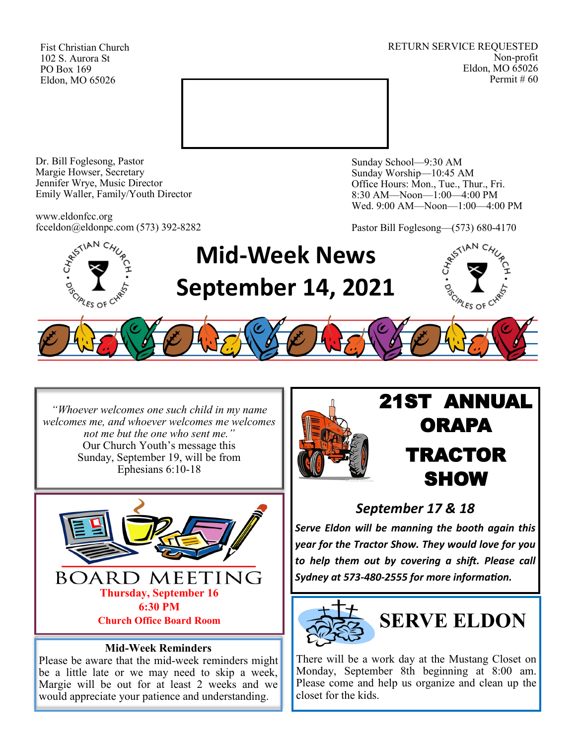Fist Christian Church
102 S. Aurora St
PO Box 169
Eldon, MO 65026

RETURN SERVICE REQUESTED
Non-profit
Eldon, MO 65026
Permit # 60

Dr. Bill Foglesong, Pastor
Margie Howser, Secretary
Jennifer Wrye, Music Director
Emily Waller, Family/Youth Director

www.eldonfcc.org
fcceldon@eldonpc.com (573) 392-8282

Sunday School—9:30 AM
Sunday Worship—10:45 AM
Office Hours: Mon., Tue., Thur., Fri.
8:30 AM—Noon—1:00—4:00 PM
Wed. 9:00 AM—Noon—1:00—4:00 PM

Pastor Bill Foglesong—(573) 680-4170

# Mid-Week News
# September 14, 2021

*"Whoever welcomes one such child in my name welcomes me, and whoever welcomes me welcomes not me but the one who sent me."*
Our Church Youth's message this Sunday, September 19, will be from Ephesians 6:10-18

## BOARD MEETING

**Thursday, September 16**
**6:30 PM**
**Church Office Board Room**

**Mid-Week Reminders**

Please be aware that the mid-week reminders might be a little late or we may need to skip a week, Margie will be out for at least 2 weeks and we would appreciate your patience and understanding.

## 21ST ANNUAL ORAPA TRACTOR SHOW

***September 17 & 18***

***Serve Eldon will be manning the booth again this year for the Tractor Show. They would love for you to help them out by covering a shift. Please call Sydney at 573-480-2555 for more information.***

## SERVE ELDON

There will be a work day at the Mustang Closet on Monday, September 8th beginning at 8:00 am. Please come and help us organize and clean up the closet for the kids.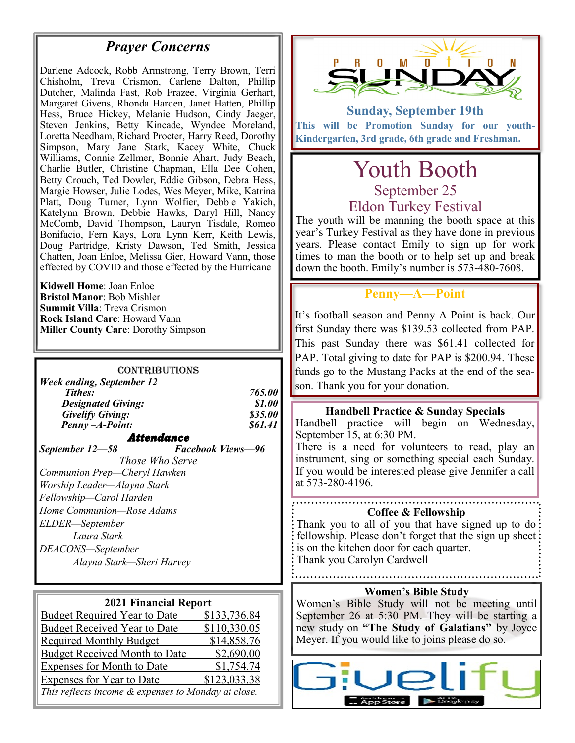## *Prayer Concerns*

Darlene Adcock, Robb Armstrong, Terry Brown, Terri Chisholm, Treva Crismon, Carlene Dalton, Phillip Dutcher, Malinda Fast, Rob Frazee, Virginia Gerhart, Margaret Givens, Rhonda Harden, Janet Hatten, Phillip Hess, Bruce Hickey, Melanie Hudson, Cindy Jaeger, Steven Jenkins, Betty Kincade, Wyndee Moreland, Loretta Needham, Richard Procter, Harry Reed, Dorothy Simpson, Mary Jane Stark, Kacey White, Chuck Williams, Connie Zellmer, Bonnie Ahart, Judy Beach, Charlie Butler, Christine Chapman, Ella Dee Cohen, Betty Crouch, Ted Dowler, Eddie Gibson, Debra Hess, Margie Howser, Julie Lodes, Wes Meyer, Mike, Katrina Platt, Doug Turner, Lynn Wolfier, Debbie Yakich, Katelynn Brown, Debbie Hawks, Daryl Hill, Nancy McComb, David Thompson, Lauryn Tisdale, Romeo Bonifacio, Fern Kays, Lora Lynn Kerr, Keith Lewis, Doug Partridge, Kristy Dawson, Ted Smith, Jessica Chatten, Joan Enloe, Melissa Gier, Howard Vann, those effected by COVID and those effected by the Hurricane

**Kidwell Home**: Joan Enloe
**Bristol Manor**: Bob Mishler
**Summit Villa**: Treva Crismon
**Rock Island Care**: Howard Vann
**Miller County Care**: Dorothy Simpson

### CONTRIBUTIONS

***Week ending, September 12***

| | |
|---|---|
| ***Tithes:*** | ***765.00*** |
| ***Designated Giving:*** | ***$1.00*** |
| ***Givelify Giving:*** | ***$35.00*** |
| ***Penny –A-Point:*** | ***$61.41*** |

### *Attendance*

***September 12—58*** ***Facebook Views—96***

*Those Who Serve*

*Communion Prep—Cheryl Hawken*
*Worship Leader—Alayna Stark*
*Fellowship—Carol Harden*
*Home Communion—Rose Adams*
*ELDER—September*
*Laura Stark*
*DEACONS—September*
*Alayna Stark—Sheri Harvey*

### 2021 Financial Report

| | |
|---|---|
| Budget Required Year to Date | $133,736.84 |
| Budget Received Year to Date | $110,330.05 |
| Required Monthly Budget | $14,858.76 |
| Budget Received Month to Date | $2,690.00 |
| Expenses for Month to Date | $1,754.74 |
| Expenses for Year to Date | $123,033.38 |

*This reflects income & expenses to Monday at close.*

## PROMOTION SUNDAY

**Sunday, September 19th**

**This will be Promotion Sunday for our youth-Kindergarten, 3rd grade, 6th grade and Freshman.**

## Youth Booth

### September 25
### Eldon Turkey Festival

The youth will be manning the booth space at this year's Turkey Festival as they have done in previous years. Please contact Emily to sign up for work times to man the booth or to help set up and break down the booth. Emily's number is 573-480-7608.

### Penny—A—Point

It's football season and Penny A Point is back. Our first Sunday there was $139.53 collected from PAP. This past Sunday there was $61.41 collected for PAP. Total giving to date for PAP is $200.94. These funds go to the Mustang Packs at the end of the season. Thank you for your donation.

### Handbell Practice & Sunday Specials

Handbell practice will begin on Wednesday, September 15, at 6:30 PM.

There is a need for volunteers to read, play an instrument, sing or something special each Sunday. If you would be interested please give Jennifer a call at 573-280-4196.

### Coffee & Fellowship

Thank you to all of you that have signed up to do fellowship. Please don't forget that the sign up sheet is on the kitchen door for each quarter.

Thank you Carolyn Cardwell

### Women's Bible Study

Women's Bible Study will not be meeting until September 26 at 5:30 PM. They will be starting a new study on **"The Study of Galatians"** by Joyce Meyer. If you would like to joins please do so.

Givelify